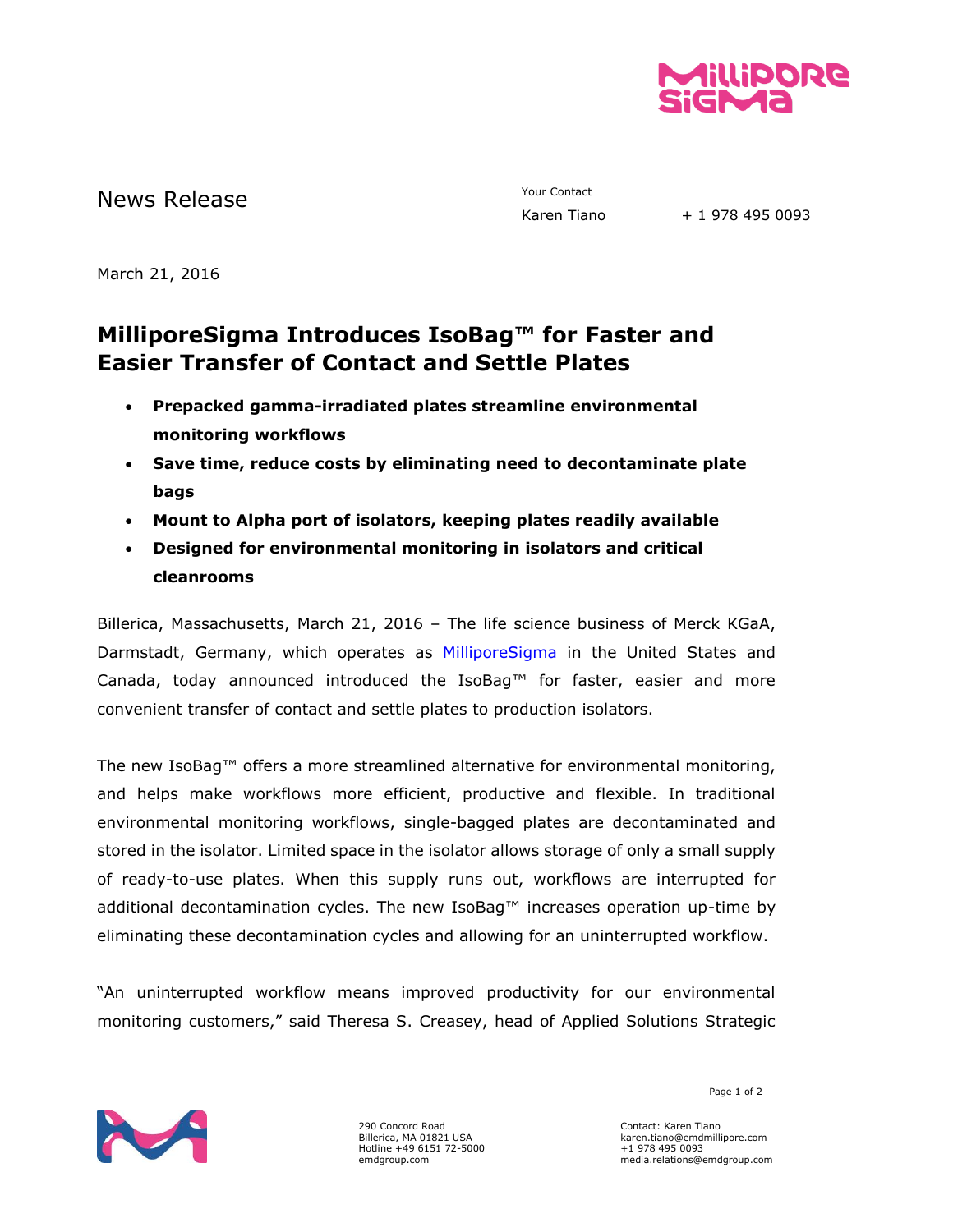News Release

Your Contact
Karen Tiano + 1 978 495 0093

March 21, 2016

# MilliporeSigma Introduces IsoBag™ for Faster and Easier Transfer of Contact and Settle Plates

- **Prepacked gamma-irradiated plates streamline environmental monitoring workflows**
- **Save time, reduce costs by eliminating need to decontaminate plate bags**
- **Mount to Alpha port of isolators, keeping plates readily available**
- **Designed for environmental monitoring in isolators and critical cleanrooms**

Billerica, Massachusetts, March 21, 2016 – The life science business of Merck KGaA, Darmstadt, Germany, which operates as [MilliporeSigma](MilliporeSigma) in the United States and Canada, today announced introduced the IsoBag™ for faster, easier and more convenient transfer of contact and settle plates to production isolators.

The new IsoBag™ offers a more streamlined alternative for environmental monitoring, and helps make workflows more efficient, productive and flexible. In traditional environmental monitoring workflows, single-bagged plates are decontaminated and stored in the isolator. Limited space in the isolator allows storage of only a small supply of ready-to-use plates. When this supply runs out, workflows are interrupted for additional decontamination cycles. The new IsoBag™ increases operation up-time by eliminating these decontamination cycles and allowing for an uninterrupted workflow.

"An uninterrupted workflow means improved productivity for our environmental monitoring customers," said Theresa S. Creasey, head of Applied Solutions Strategic

290 Concord Road
Billerica, MA 01821 USA
Hotline +49 6151 72-5000
emdgroup.com

Contact: Karen Tiano
karen.tiano@emdmillipore.com
+1 978 495 0093
media.relations@emdgroup.com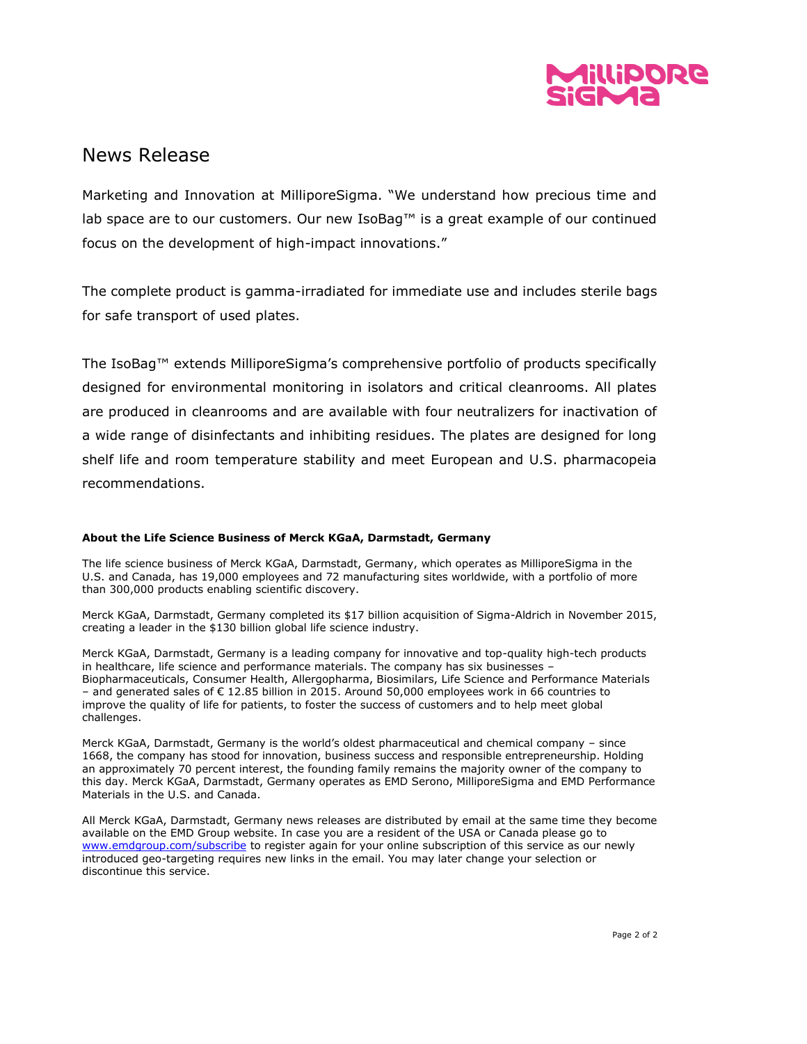# News Release

Marketing and Innovation at MilliporeSigma. "We understand how precious time and lab space are to our customers. Our new IsoBag™ is a great example of our continued focus on the development of high-impact innovations."

The complete product is gamma-irradiated for immediate use and includes sterile bags for safe transport of used plates.

The IsoBag™ extends MilliporeSigma's comprehensive portfolio of products specifically designed for environmental monitoring in isolators and critical cleanrooms. All plates are produced in cleanrooms and are available with four neutralizers for inactivation of a wide range of disinfectants and inhibiting residues. The plates are designed for long shelf life and room temperature stability and meet European and U.S. pharmacopeia recommendations.

**About the Life Science Business of Merck KGaA, Darmstadt, Germany**

The life science business of Merck KGaA, Darmstadt, Germany, which operates as MilliporeSigma in the U.S. and Canada, has 19,000 employees and 72 manufacturing sites worldwide, with a portfolio of more than 300,000 products enabling scientific discovery.

Merck KGaA, Darmstadt, Germany completed its $17 billion acquisition of Sigma-Aldrich in November 2015, creating a leader in the $130 billion global life science industry.

Merck KGaA, Darmstadt, Germany is a leading company for innovative and top-quality high-tech products in healthcare, life science and performance materials. The company has six businesses – Biopharmaceuticals, Consumer Health, Allergopharma, Biosimilars, Life Science and Performance Materials – and generated sales of € 12.85 billion in 2015. Around 50,000 employees work in 66 countries to improve the quality of life for patients, to foster the success of customers and to help meet global challenges.

Merck KGaA, Darmstadt, Germany is the world's oldest pharmaceutical and chemical company – since 1668, the company has stood for innovation, business success and responsible entrepreneurship. Holding an approximately 70 percent interest, the founding family remains the majority owner of the company to this day. Merck KGaA, Darmstadt, Germany operates as EMD Serono, MilliporeSigma and EMD Performance Materials in the U.S. and Canada.

All Merck KGaA, Darmstadt, Germany news releases are distributed by email at the same time they become available on the EMD Group website. In case you are a resident of the USA or Canada please go to www.emdgroup.com/subscribe to register again for your online subscription of this service as our newly introduced geo-targeting requires new links in the email. You may later change your selection or discontinue this service.